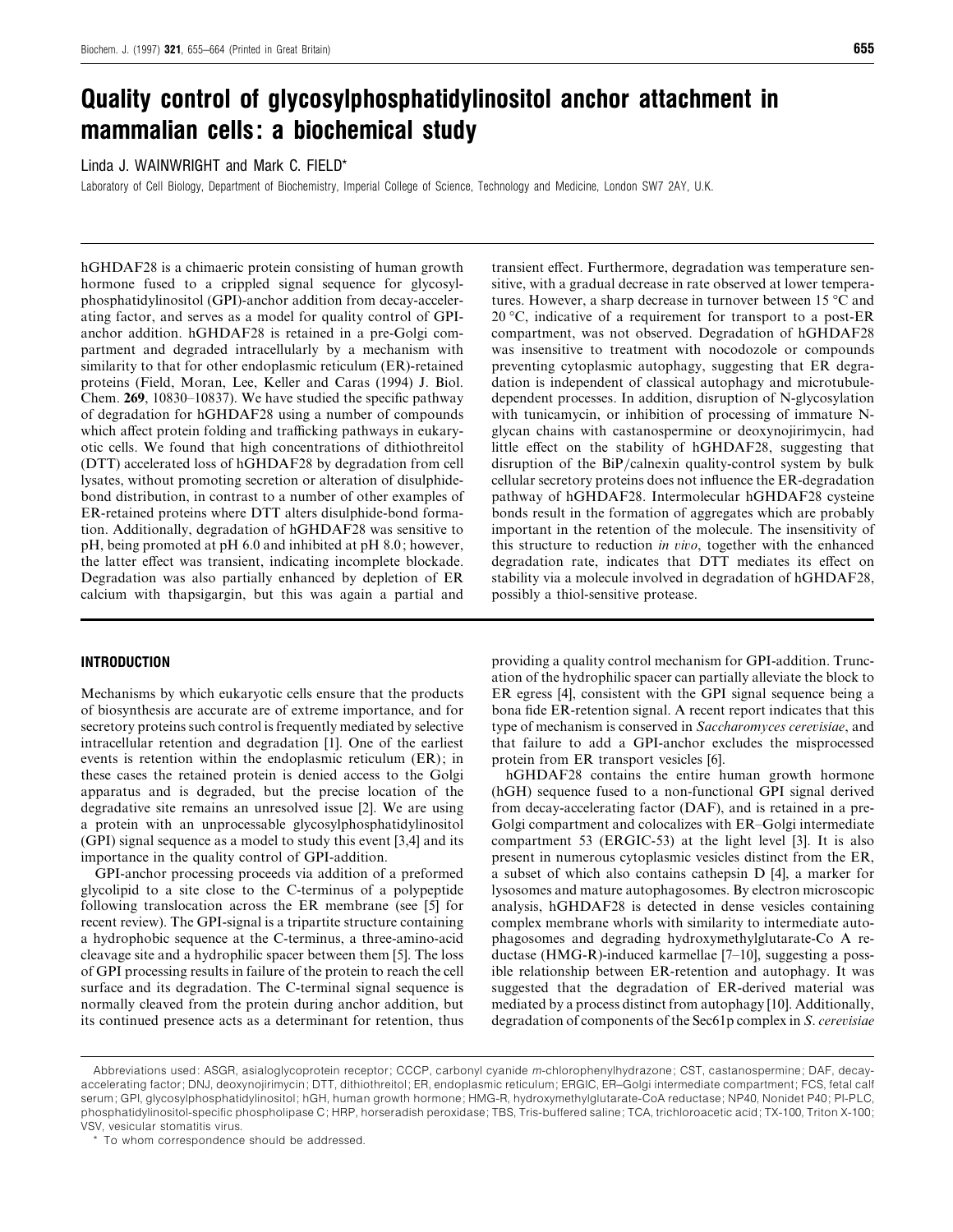# Quality control of glycosylphosphatidylinositol anchor attachment in mammalian cells: a biochemical study

Linda J. WAINWRIGHT and Mark C. FIELD*

Laboratory of Cell Biology, Department of Biochemistry, Imperial College of Science, Technology and Medicine, London SW7 2AY, U.K.

hGHDAF28 is a chimaeric protein consisting of human growth hormone fused to a crippled signal sequence for glycosylphosphatidylinositol (GPI)-anchor addition from decay-accelerating factor, and serves as a model for quality control of GPI-anchor addition. hGHDAF28 is retained in a pre-Golgi compartment and degraded intracellularly by a mechanism with similarity to that for other endoplasmic reticulum (ER)-retained proteins (Field, Moran, Lee, Keller and Caras (1994) J. Biol. Chem. **269**, 10830–10837). We have studied the specific pathway of degradation for hGHDAF28 using a number of compounds which affect protein folding and trafficking pathways in eukaryotic cells. We found that high concentrations of dithiothreitol (DTT) accelerated loss of hGHDAF28 by degradation from cell lysates, without promoting secretion or alteration of disulphide-bond distribution, in contrast to a number of other examples of ER-retained proteins where DTT alters disulphide-bond formation. Additionally, degradation of hGHDAF28 was sensitive to pH, being promoted at pH 6.0 and inhibited at pH 8.0; however, the latter effect was transient, indicating incomplete blockade. Degradation was also partially enhanced by depletion of ER calcium with thapsigargin, but this was again a partial and transient effect. Furthermore, degradation was temperature sensitive, with a gradual decrease in rate observed at lower temperatures. However, a sharp decrease in turnover between 15 °C and 20 °C, indicative of a requirement for transport to a post-ER compartment, was not observed. Degradation of hGHDAF28 was insensitive to treatment with nocodozole or compounds preventing cytoplasmic autophagy, suggesting that ER degradation is independent of classical autophagy and microtubule-dependent processes. In addition, disruption of N-glycosylation with tunicamycin, or inhibition of processing of immature N-glycan chains with castanospermine or deoxynojirimycin, had little effect on the stability of hGHDAF28, suggesting that disruption of the BiP/calnexin quality-control system by bulk cellular secretory proteins does not influence the ER-degradation pathway of hGHDAF28. Intermolecular hGHDAF28 cysteine bonds result in the formation of aggregates which are probably important in the retention of the molecule. The insensitivity of this structure to reduction *in vivo*, together with the enhanced degradation rate, indicates that DTT mediates its effect on stability via a molecule involved in degradation of hGHDAF28, possibly a thiol-sensitive protease.

## INTRODUCTION

Mechanisms by which eukaryotic cells ensure that the products of biosynthesis are accurate are of extreme importance, and for secretory proteins such control is frequently mediated by selective intracellular retention and degradation [1]. One of the earliest events is retention within the endoplasmic reticulum (ER); in these cases the retained protein is denied access to the Golgi apparatus and is degraded, but the precise location of the degradative site remains an unresolved issue [2]. We are using a protein with an unprocessable glycosylphosphatidylinositol (GPI) signal sequence as a model to study this event [3,4] and its importance in the quality control of GPI-addition.

GPI-anchor processing proceeds via addition of a preformed glycolipid to a site close to the C-terminus of a polypeptide following translocation across the ER membrane (see [5] for recent review). The GPI-signal is a tripartite structure containing a hydrophobic sequence at the C-terminus, a three-amino-acid cleavage site and a hydrophilic spacer between them [5]. The loss of GPI processing results in failure of the protein to reach the cell surface and its degradation. The C-terminal signal sequence is normally cleaved from the protein during anchor addition, but its continued presence acts as a determinant for retention, thus providing a quality control mechanism for GPI-addition. Truncation of the hydrophilic spacer can partially alleviate the block to ER egress [4], consistent with the GPI signal sequence being a bona fide ER-retention signal. A recent report indicates that this type of mechanism is conserved in *Saccharomyces cerevisiae*, and that failure to add a GPI-anchor excludes the misprocessed protein from ER transport vesicles [6].

hGHDAF28 contains the entire human growth hormone (hGH) sequence fused to a non-functional GPI signal derived from decay-accelerating factor (DAF), and is retained in a pre-Golgi compartment and colocalizes with ER–Golgi intermediate compartment 53 (ERGIC-53) at the light level [3]. It is also present in numerous cytoplasmic vesicles distinct from the ER, a subset of which also contains cathepsin D [4], a marker for lysosomes and mature autophagosomes. By electron microscopic analysis, hGHDAF28 is detected in dense vesicles containing complex membrane whorls with similarity to intermediate autophagosomes and degrading hydroxymethylglutarate-Co A reductase (HMG-R)-induced karmellae [7–10], suggesting a possible relationship between ER-retention and autophagy. It was suggested that the degradation of ER-derived material was mediated by a process distinct from autophagy [10]. Additionally, degradation of components of the Sec61p complex in *S. cerevisiae*

Abbreviations used: ASGR, asialoglycoprotein receptor; CCCP, carbonyl cyanide *m*-chlorophenylhydrazone; CST, castanospermine; DAF, decay-accelerating factor; DNJ, deoxynojirimycin; DTT, dithiothreitol; ER, endoplasmic reticulum; ERGIC, ER–Golgi intermediate compartment; FCS, fetal calf serum; GPI, glycosylphosphatidylinositol; hGH, human growth hormone; HMG-R, hydroxymethylglutarate-CoA reductase; NP40, Nonidet P40; PI-PLC, phosphatidylinositol-specific phospholipase C; HRP, horseradish peroxidase; TBS, Tris-buffered saline; TCA, trichloroacetic acid; TX-100, Triton X-100; VSV, vesicular stomatitis virus.

* To whom correspondence should be addressed.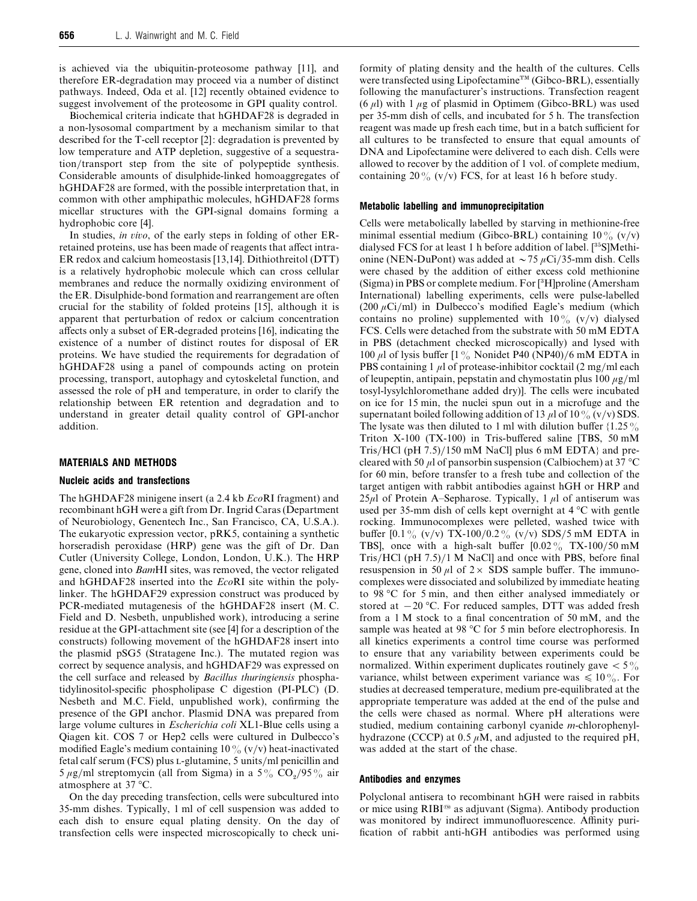is achieved via the ubiquitin-proteosome pathway [11], and therefore ER-degradation may proceed via a number of distinct pathways. Indeed, Oda et al. [12] recently obtained evidence to suggest involvement of the proteosome in GPI quality control.

Biochemical criteria indicate that hGHDAF28 is degraded in a non-lysosomal compartment by a mechanism similar to that described for the T-cell receptor [2]: degradation is prevented by low temperature and ATP depletion, suggestive of a sequestration/transport step from the site of polypeptide synthesis. Considerable amounts of disulphide-linked homoaggregates of hGHDAF28 are formed, with the possible interpretation that, in common with other amphipathic molecules, hGHDAF28 forms micellar structures with the GPI-signal domains forming a hydrophobic core [4].

In studies, *in vivo*, of the early steps in folding of other ER-retained proteins, use has been made of reagents that affect intra-ER redox and calcium homeostasis [13,14]. Dithiothreitol (DTT) is a relatively hydrophobic molecule which can cross cellular membranes and reduce the normally oxidizing environment of the ER. Disulphide-bond formation and rearrangement are often crucial for the stability of folded proteins [15], although it is apparent that perturbation of redox or calcium concentration affects only a subset of ER-degraded proteins [16], indicating the existence of a number of distinct routes for disposal of ER proteins. We have studied the requirements for degradation of hGHDAF28 using a panel of compounds acting on protein processing, transport, autophagy and cytoskeletal function, and assessed the role of pH and temperature, in order to clarify the relationship between ER retention and degradation and to understand in greater detail quality control of GPI-anchor addition.

## MATERIALS AND METHODS

### Nucleic acids and transfections

The hGHDAF28 minigene insert (a 2.4 kb *Eco*RI fragment) and recombinant hGH were a gift from Dr. Ingrid Caras (Department of Neurobiology, Genentech Inc., San Francisco, CA, U.S.A.). The eukaryotic expression vector, pRK5, containing a synthetic horseradish peroxidase (HRP) gene was the gift of Dr. Dan Cutler (University College, London, London, U.K.). The HRP gene, cloned into *Bam*HI sites, was removed, the vector religated and hGHDAF28 inserted into the *Eco*RI site within the polylinker. The hGHDAF29 expression construct was produced by PCR-mediated mutagenesis of the hGHDAF28 insert (M. C. Field and D. Nesbeth, unpublished work), introducing a serine residue at the GPI-attachment site (see [4] for a description of the constructs) following movement of the hGHDAF28 insert into the plasmid pSG5 (Stratagene Inc.). The mutated region was correct by sequence analysis, and hGHDAF29 was expressed on the cell surface and released by *Bacillus thuringiensis* phosphatidylinositol-specific phospholipase C digestion (PI-PLC) (D. Nesbeth and M.C. Field, unpublished work), confirming the presence of the GPI anchor. Plasmid DNA was prepared from large volume cultures in *Escherichia coli* XL1-Blue cells using a Qiagen kit. COS 7 or Hep2 cells were cultured in Dulbecco's modified Eagle's medium containing 10 % (v/v) heat-inactivated fetal calf serum (FCS) plus L-glutamine, 5 units/ml penicillin and 5 μg/ml streptomycin (all from Sigma) in a 5 % $CO_2$/95 % air atmosphere at 37 °C.

On the day preceding transfection, cells were subcultured into 35-mm dishes. Typically, 1 ml of cell suspension was added to each dish to ensure equal plating density. On the day of transfection cells were inspected microscopically to check uniformity of plating density and the health of the cultures. Cells were transfected using Lipofectamine™ (Gibco-BRL), essentially following the manufacturer's instructions. Transfection reagent (6 μl) with 1 μg of plasmid in Optimem (Gibco-BRL) was used per 35-mm dish of cells, and incubated for 5 h. The transfection reagent was made up fresh each time, but in a batch sufficient for all cultures to be transfected to ensure that equal amounts of DNA and Lipofectamine were delivered to each dish. Cells were allowed to recover by the addition of 1 vol. of complete medium, containing 20 % (v/v) FCS, for at least 16 h before study.

### Metabolic labelling and immunoprecipitation

Cells were metabolically labelled by starving in methionine-free minimal essential medium (Gibco-BRL) containing 10 % (v/v) dialysed FCS for at least 1 h before addition of label. [$^{35}$S]Methionine (NEN-DuPont) was added at ~75 μCi/35-mm dish. Cells were chased by the addition of either excess cold methionine (Sigma) in PBS or complete medium. For [$^{3}$H]proline (Amersham International) labelling experiments, cells were pulse-labelled (200 μCi/ml) in Dulbecco's modified Eagle's medium (which contains no proline) supplemented with 10 % (v/v) dialysed FCS. Cells were detached from the substrate with 50 mM EDTA in PBS (detachment checked microscopically) and lysed with 100 μl of lysis buffer [1 % Nonidet P40 (NP40)/6 mM EDTA in PBS containing 1 μl of protease-inhibitor cocktail (2 mg/ml each of leupeptin, antipain, pepstatin and chymostatin plus 100 μg/ml tosyl-lysylchloromethane added dry)]. The cells were incubated on ice for 15 min, the nuclei spun out in a microfuge and the supernatant boiled following addition of 13 μl of 10 % (v/v) SDS. The lysate was then diluted to 1 ml with dilution buffer {1.25 % Triton X-100 (TX-100) in Tris-buffered saline [TBS, 50 mM Tris/HCl (pH 7.5)/150 mM NaCl] plus 6 mM EDTA} and pre-cleared with 50 μl of pansorbin suspension (Calbiochem) at 37 °C for 60 min, before transfer to a fresh tube and collection of the target antigen with rabbit antibodies against hGH or HRP and 25μl of Protein A–Sepharose. Typically, 1 μl of antiserum was used per 35-mm dish of cells kept overnight at 4 °C with gentle rocking. Immunocomplexes were pelleted, washed twice with buffer [0.1 % (v/v) TX-100/0.2 % (v/v) SDS/5 mM EDTA in TBS], once with a high-salt buffer [0.02 % TX-100/50 mM Tris/HCl (pH 7.5)/1 M NaCl] and once with PBS, before final resuspension in 50 μl of 2 × SDS sample buffer. The immunocomplexes were dissociated and solubilized by immediate heating to 98 °C for 5 min, and then either analysed immediately or stored at −20 °C. For reduced samples, DTT was added fresh from a 1 M stock to a final concentration of 50 mM, and the sample was heated at 98 °C for 5 min before electrophoresis. In all kinetics experiments a control time course was performed to ensure that any variability between experiments could be normalized. Within experiment duplicates routinely gave < 5 % variance, whilst between experiment variance was ≤ 10 %. For studies at decreased temperature, medium pre-equilibrated at the appropriate temperature was added at the end of the pulse and the cells were chased as normal. Where pH alterations were studied, medium containing carbonyl cyanide *m*-chlorophenylhydrazone (CCCP) at 0.5 μM, and adjusted to the required pH, was added at the start of the chase.

### Antibodies and enzymes

Polyclonal antisera to recombinant hGH were raised in rabbits or mice using RIBI™ as adjuvant (Sigma). Antibody production was monitored by indirect immunofluorescence. Affinity purification of rabbit anti-hGH antibodies was performed using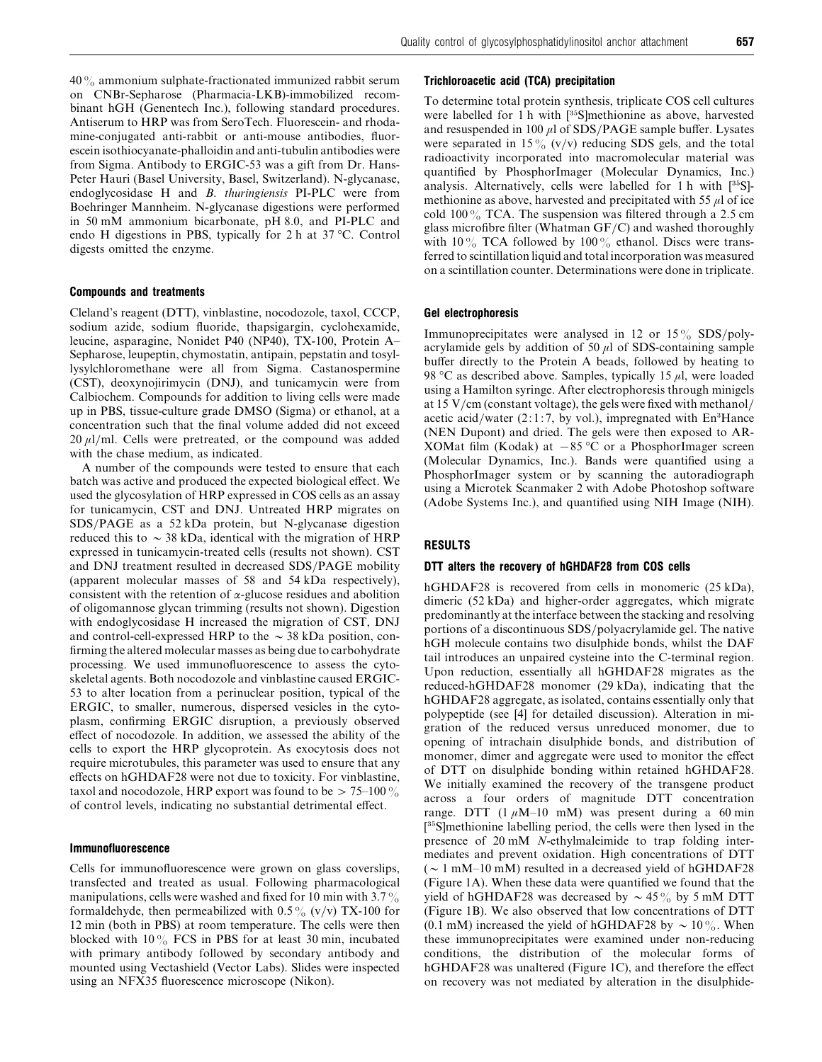40 % ammonium sulphate-fractionated immunized rabbit serum on CNBr-Sepharose (Pharmacia-LKB)-immobilized recombinant hGH (Genentech Inc.), following standard procedures. Antiserum to HRP was from SeroTech. Fluorescein- and rhodamine-conjugated anti-rabbit or anti-mouse antibodies, fluorescein isothiocyanate-phalloidin and anti-tubulin antibodies were from Sigma. Antibody to ERGIC-53 was a gift from Dr. Hans-Peter Hauri (Basel University, Basel, Switzerland). N-glycanase, endoglycosidase H and *B. thuringiensis* PI-PLC were from Boehringer Mannheim. N-glycanase digestions were performed in 50 mM ammonium bicarbonate, pH 8.0, and PI-PLC and endo H digestions in PBS, typically for 2 h at 37 °C. Control digests omitted the enzyme.

### Compounds and treatments

Cleland's reagent (DTT), vinblastine, nocodozole, taxol, CCCP, sodium azide, sodium fluoride, thapsigargin, cyclohexamide, leucine, asparagine, Nonidet P40 (NP40), TX-100, Protein A–Sepharose, leupeptin, chymostatin, antipain, pepstatin and tosyllysylchloromethane were all from Sigma. Castanospermine (CST), deoxynojirimycin (DNJ), and tunicamycin were from Calbiochem. Compounds for addition to living cells were made up in PBS, tissue-culture grade DMSO (Sigma) or ethanol, at a concentration such that the final volume added did not exceed 20 $\mu$l/ml. Cells were pretreated, or the compound was added with the chase medium, as indicated.

A number of the compounds were tested to ensure that each batch was active and produced the expected biological effect. We used the glycosylation of HRP expressed in COS cells as an assay for tunicamycin, CST and DNJ. Untreated HRP migrates on SDS/PAGE as a 52 kDa protein, but N-glycanase digestion reduced this to $\sim$ 38 kDa, identical with the migration of HRP expressed in tunicamycin-treated cells (results not shown). CST and DNJ treatment resulted in decreased SDS/PAGE mobility (apparent molecular masses of 58 and 54 kDa respectively), consistent with the retention of $\alpha$-glucose residues and abolition of oligomannose glycan trimming (results not shown). Digestion with endoglycosidase H increased the migration of CST, DNJ and control-cell-expressed HRP to the $\sim$ 38 kDa position, confirming the altered molecular masses as being due to carbohydrate processing. We used immunofluorescence to assess the cytoskeletal agents. Both nocodozole and vinblastine caused ERGIC-53 to alter location from a perinuclear position, typical of the ERGIC, to smaller, numerous, dispersed vesicles in the cytoplasm, confirming ERGIC disruption, a previously observed effect of nocodozole. In addition, we assessed the ability of the cells to export the HRP glycoprotein. As exocytosis does not require microtubules, this parameter was used to ensure that any effects on hGHDAF28 were not due to toxicity. For vinblastine, taxol and nocodozole, HRP export was found to be > 75–100 % of control levels, indicating no substantial detrimental effect.

### Immunofluorescence

Cells for immunofluorescence were grown on glass coverslips, transfected and treated as usual. Following pharmacological manipulations, cells were washed and fixed for 10 min with 3.7 % formaldehyde, then permeabilized with 0.5 % (v/v) TX-100 for 12 min (both in PBS) at room temperature. The cells were then blocked with 10 % FCS in PBS for at least 30 min, incubated with primary antibody followed by secondary antibody and mounted using Vectashield (Vector Labs). Slides were inspected using an NFX35 fluorescence microscope (Nikon).

### Trichloroacetic acid (TCA) precipitation

To determine total protein synthesis, triplicate COS cell cultures were labelled for 1 h with [$^{35}$S]methionine as above, harvested and resuspended in 100 $\mu$l of SDS/PAGE sample buffer. Lysates were separated in 15 % (v/v) reducing SDS gels, and the total radioactivity incorporated into macromolecular material was quantified by PhosphorImager (Molecular Dynamics, Inc.) analysis. Alternatively, cells were labelled for 1 h with [$^{35}$S]-methionine as above, harvested and precipitated with 55 $\mu$l of ice cold 100 % TCA. The suspension was filtered through a 2.5 cm glass microfibre filter (Whatman GF/C) and washed thoroughly with 10 % TCA followed by 100 % ethanol. Discs were transferred to scintillation liquid and total incorporation was measured on a scintillation counter. Determinations were done in triplicate.

### Gel electrophoresis

Immunoprecipitates were analysed in 12 or 15 % SDS/polyacrylamide gels by addition of 50 $\mu$l of SDS-containing sample buffer directly to the Protein A beads, followed by heating to 98 °C as described above. Samples, typically 15 $\mu$l, were loaded using a Hamilton syringe. After electrophoresis through minigels at 15 V/cm (constant voltage), the gels were fixed with methanol/acetic acid/water (2:1:7, by vol.), impregnated with En$^3$Hance (NEN Dupont) and dried. The gels were then exposed to AR-XOMat film (Kodak) at $-85$ °C or a PhosphorImager screen (Molecular Dynamics, Inc.). Bands were quantified using a PhosphorImager system or by scanning the autoradiograph using a Microtek Scanmaker 2 with Adobe Photoshop software (Adobe Systems Inc.), and quantified using NIH Image (NIH).

## RESULTS

### DTT alters the recovery of hGHDAF28 from COS cells

hGHDAF28 is recovered from cells in monomeric (25 kDa), dimeric (52 kDa) and higher-order aggregates, which migrate predominantly at the interface between the stacking and resolving portions of a discontinuous SDS/polyacrylamide gel. The native hGH molecule contains two disulphide bonds, whilst the DAF tail introduces an unpaired cysteine into the C-terminal region. Upon reduction, essentially all hGHDAF28 migrates as the reduced-hGHDAF28 monomer (29 kDa), indicating that the hGHDAF28 aggregate, as isolated, contains essentially only that polypeptide (see [4] for detailed discussion). Alteration in migration of the reduced versus unreduced monomer, due to opening of intrachain disulphide bonds, and distribution of monomer, dimer and aggregate were used to monitor the effect of DTT on disulphide bonding within retained hGHDAF28. We initially examined the recovery of the transgene product across a four orders of magnitude DTT concentration range. DTT (1 $\mu$M–10 mM) was present during a 60 min [$^{35}$S]methionine labelling period, the cells were then lysed in the presence of 20 mM *N*-ethylmaleimide to trap folding intermediates and prevent oxidation. High concentrations of DTT ($\sim$ 1 mM–10 mM) resulted in a decreased yield of hGHDAF28 (Figure 1A). When these data were quantified we found that the yield of hGHDAF28 was decreased by $\sim$ 45 % by 5 mM DTT (Figure 1B). We also observed that low concentrations of DTT (0.1 mM) increased the yield of hGHDAF28 by $\sim$ 10 %. When these immunoprecipitates were examined under non-reducing conditions, the distribution of the molecular forms of hGHDAF28 was unaltered (Figure 1C), and therefore the effect on recovery was not mediated by alteration in the disulphide-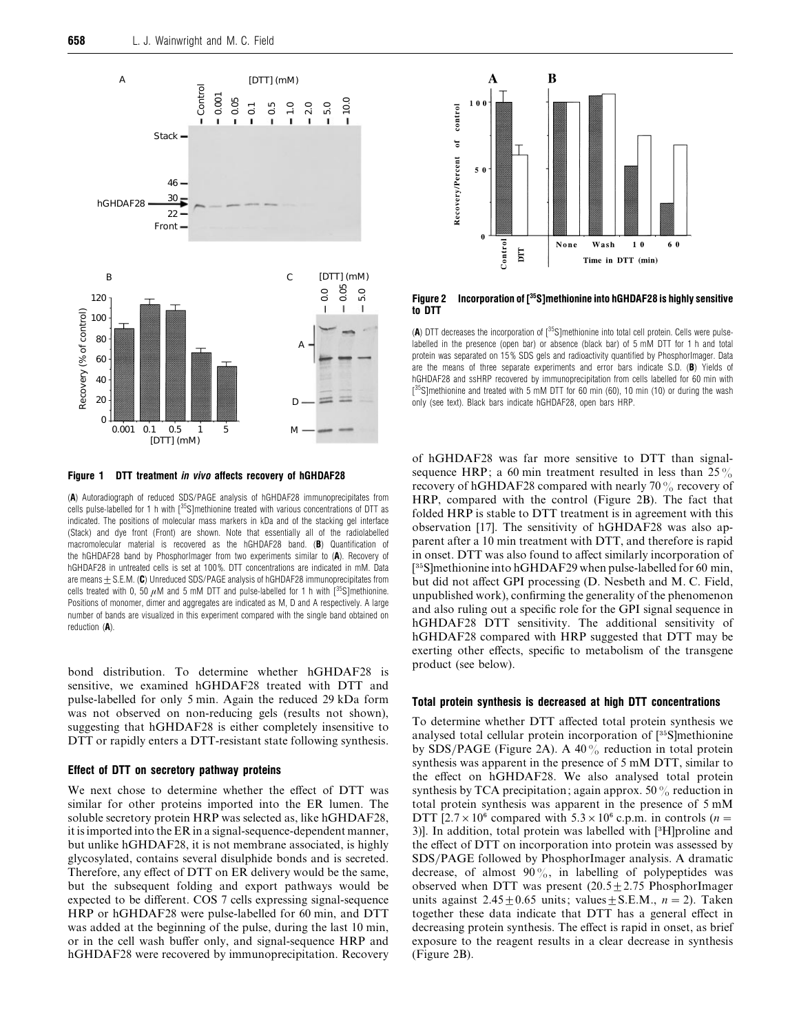**Figure 1 DTT treatment *in vivo* affects recovery of hGHDAF28**

(**A**) Autoradiograph of reduced SDS/PAGE analysis of hGHDAF28 immunoprecipitates from cells pulse-labelled for 1 h with [$^{35}$S]methionine treated with various concentrations of DTT as indicated. The positions of molecular mass markers in kDa and of the stacking gel interface (Stack) and dye front (Front) are shown. Note that essentially all of the radiolabelled macromolecular material is recovered as the hGHDAF28 band. (**B**) Quantification of the hGHDAF28 band by PhosphorImager from two experiments similar to (**A**). Recovery of hGHDAF28 in untreated cells is set at 100%. DTT concentrations are indicated in mM. Data are means ± S.E.M. (**C**) Unreduced SDS/PAGE analysis of hGHDAF28 immunoprecipitates from cells treated with 0, 50 $\mu$M and 5 mM DTT and pulse-labelled for 1 h with [$^{35}$S]methionine. Positions of monomer, dimer and aggregates are indicated as M, D and A respectively. A large number of bands are visualized in this experiment compared with the single band obtained on reduction (**A**).

**Figure 2 Incorporation of [$^{35}$S]methionine into hGHDAF28 is highly sensitive to DTT**

(**A**) DTT decreases the incorporation of [$^{35}$S]methionine into total cell protein. Cells were pulse-labelled in the presence (open bar) or absence (black bar) of 5 mM DTT for 1 h and total protein was separated on 15% SDS gels and radioactivity quantified by PhosphorImager. Data are the means of three separate experiments and error bars indicate S.D. (**B**) Yields of hGHDAF28 and ssHRP recovered by immunoprecipitation from cells labelled for 60 min with [$^{35}$S]methionine and treated with 5 mM DTT for 60 min (60), 10 min (10) or during the wash only (see text). Black bars indicate hGHDAF28, open bars HRP.

bond distribution. To determine whether hGHDAF28 is sensitive, we examined hGHDAF28 treated with DTT and pulse-labelled for only 5 min. Again the reduced 29 kDa form was not observed on non-reducing gels (results not shown), suggesting that hGHDAF28 is either completely insensitive to DTT or rapidly enters a DTT-resistant state following synthesis.

### Effect of DTT on secretory pathway proteins

We next chose to determine whether the effect of DTT was similar for other proteins imported into the ER lumen. The soluble secretory protein HRP was selected as, like hGHDAF28, it is imported into the ER in a signal-sequence-dependent manner, but unlike hGHDAF28, it is not membrane associated, is highly glycosylated, contains several disulphide bonds and is secreted. Therefore, any effect of DTT on ER delivery would be the same, but the subsequent folding and export pathways would be expected to be different. COS 7 cells expressing signal-sequence HRP or hGHDAF28 were pulse-labelled for 60 min, and DTT was added at the beginning of the pulse, during the last 10 min, or in the cell wash buffer only, and signal-sequence HRP and hGHDAF28 were recovered by immunoprecipitation. Recovery of hGHDAF28 was far more sensitive to DTT than signal-sequence HRP; a 60 min treatment resulted in less than 25% recovery of hGHDAF28 compared with nearly 70% recovery of HRP, compared with the control (Figure 2B). The fact that folded HRP is stable to DTT treatment is in agreement with this observation [17]. The sensitivity of hGHDAF28 was also apparent after a 10 min treatment with DTT, and therefore is rapid in onset. DTT was also found to affect similarly incorporation of [$^{35}$S]methionine into hGHDAF29 when pulse-labelled for 60 min, but did not affect GPI processing (D. Nesbeth and M. C. Field, unpublished work), confirming the generality of the phenomenon and also ruling out a specific role for the GPI signal sequence in hGHDAF28 DTT sensitivity. The additional sensitivity of hGHDAF28 compared with HRP suggested that DTT may be exerting other effects, specific to metabolism of the transgene product (see below).

### Total protein synthesis is decreased at high DTT concentrations

To determine whether DTT affected total protein synthesis we analysed total cellular protein incorporation of [$^{35}$S]methionine by SDS/PAGE (Figure 2A). A 40% reduction in total protein synthesis was apparent in the presence of 5 mM DTT, similar to the effect on hGHDAF28. We also analysed total protein synthesis by TCA precipitation; again approx. 50% reduction in total protein synthesis was apparent in the presence of 5 mM DTT [$2.7 \times 10^6$ compared with $5.3 \times 10^6$ c.p.m. in controls ($n = 3$)]. In addition, total protein was labelled with [$^3$H]proline and the effect of DTT on incorporation into protein was assessed by SDS/PAGE followed by PhosphorImager analysis. A dramatic decrease, of almost 90%, in labelling of polypeptides was observed when DTT was present ($20.5 \pm 2.75$ PhosphorImager units against $2.45 \pm 0.65$ units; values ± S.E.M., $n = 2$). Taken together these data indicate that DTT has a general effect in decreasing protein synthesis. The effect is rapid in onset, as brief exposure to the reagent results in a clear decrease in synthesis (Figure 2B).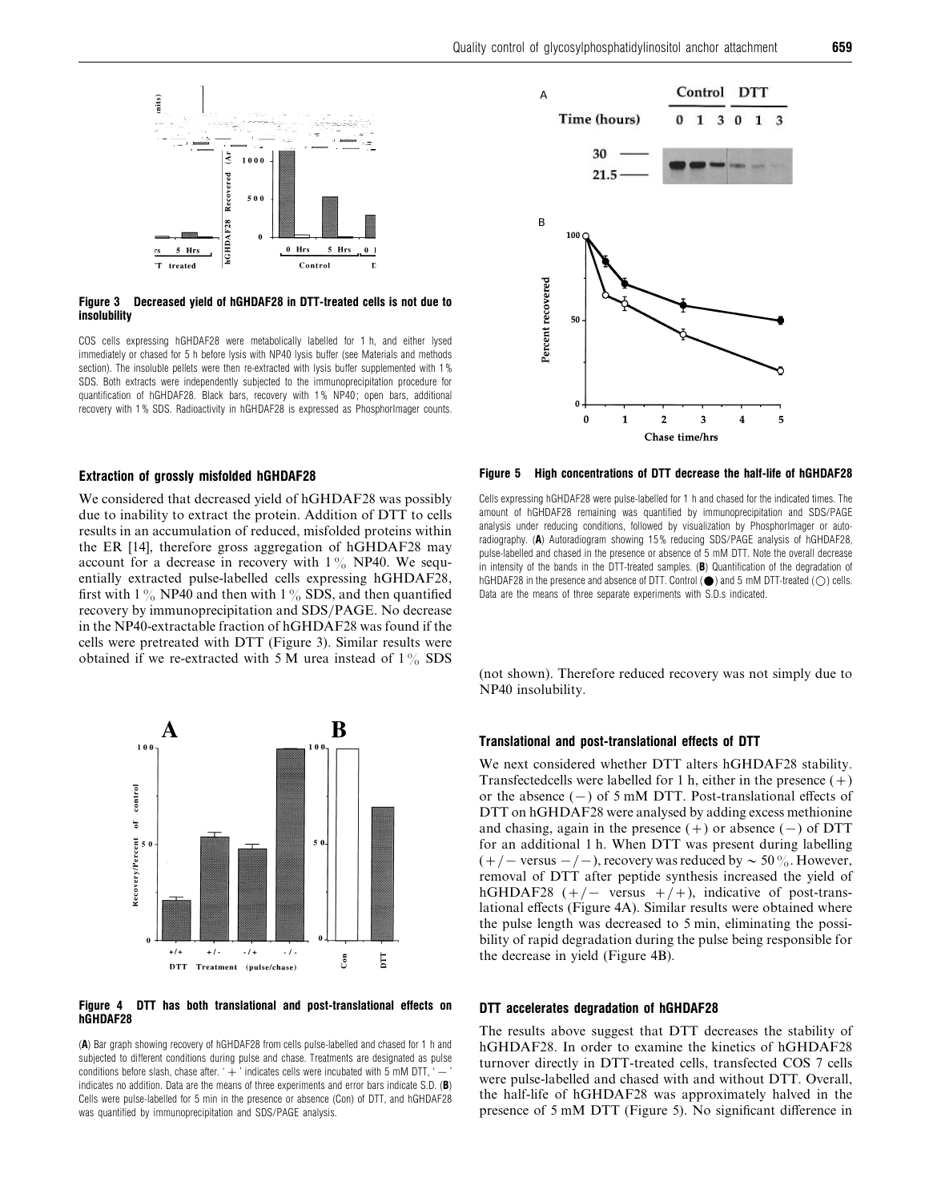**Figure 3 Decreased yield of hGHDAF28 in DTT-treated cells is not due to insolubility**

COS cells expressing hGHDAF28 were metabolically labelled for 1 h, and either lysed immediately or chased for 5 h before lysis with NP40 lysis buffer (see Materials and methods section). The insoluble pellets were then re-extracted with lysis buffer supplemented with 1% SDS. Both extracts were independently subjected to the immunoprecipitation procedure for quantification of hGHDAF28. Black bars, recovery with 1% NP40; open bars, additional recovery with 1% SDS. Radioactivity in hGHDAF28 is expressed as PhosphorImager counts.

### Extraction of grossly misfolded hGHDAF28

We considered that decreased yield of hGHDAF28 was possibly due to inability to extract the protein. Addition of DTT to cells results in an accumulation of reduced, misfolded proteins within the ER [14], therefore gross aggregation of hGHDAF28 may account for a decrease in recovery with 1% NP40. We sequentially extracted pulse-labelled cells expressing hGHDAF28, first with 1% NP40 and then with 1% SDS, and then quantified recovery by immunoprecipitation and SDS/PAGE. No decrease in the NP40-extractable fraction of hGHDAF28 was found if the cells were pretreated with DTT (Figure 3). Similar results were obtained if we re-extracted with 5 M urea instead of 1% SDS (not shown). Therefore reduced recovery was not simply due to NP40 insolubility.

**Figure 4 DTT has both translational and post-translational effects on hGHDAF28**

(**A**) Bar graph showing recovery of hGHDAF28 from cells pulse-labelled and chased for 1 h and subjected to different conditions during pulse and chase. Treatments are designated as pulse conditions before slash, chase after. '+' indicates cells were incubated with 5 mM DTT, '−' indicates no addition. Data are the means of three experiments and error bars indicate S.D. (**B**) Cells were pulse-labelled for 5 min in the presence or absence (Con) of DTT, and hGHDAF28 was quantified by immunoprecipitation and SDS/PAGE analysis.

**Figure 5 High concentrations of DTT decrease the half-life of hGHDAF28**

Cells expressing hGHDAF28 were pulse-labelled for 1 h and chased for the indicated times. The amount of hGHDAF28 remaining was quantified by immunoprecipitation and SDS/PAGE analysis under reducing conditions, followed by visualization by PhosphorImager or autoradiography. (**A**) Autoradiogram showing 15% reducing SDS/PAGE analysis of hGHDAF28, pulse-labelled and chased in the presence or absence of 5 mM DTT. Note the overall decrease in intensity of the bands in the DTT-treated samples. (**B**) Quantification of the degradation of hGHDAF28 in the presence and absence of DTT. Control (●) and 5 mM DTT-treated (○) cells. Data are the means of three separate experiments with S.D.s indicated.

### Translational and post-translational effects of DTT

We next considered whether DTT alters hGHDAF28 stability. Transfectedcells were labelled for 1 h, either in the presence (+) or the absence (−) of 5 mM DTT. Post-translational effects of DTT on hGHDAF28 were analysed by adding excess methionine and chasing, again in the presence (+) or absence (−) of DTT for an additional 1 h. When DTT was present during labelling (+/− versus −/−), recovery was reduced by ~ 50%. However, removal of DTT after peptide synthesis increased the yield of hGHDAF28 (+/− versus +/+), indicative of post-translational effects (Figure 4A). Similar results were obtained where the pulse length was decreased to 5 min, eliminating the possibility of rapid degradation during the pulse being responsible for the decrease in yield (Figure 4B).

### DTT accelerates degradation of hGHDAF28

The results above suggest that DTT decreases the stability of hGHDAF28. In order to examine the kinetics of hGHDAF28 turnover directly in DTT-treated cells, transfected COS 7 cells were pulse-labelled and chased with and without DTT. Overall, the half-life of hGHDAF28 was approximately halved in the presence of 5 mM DTT (Figure 5). No significant difference in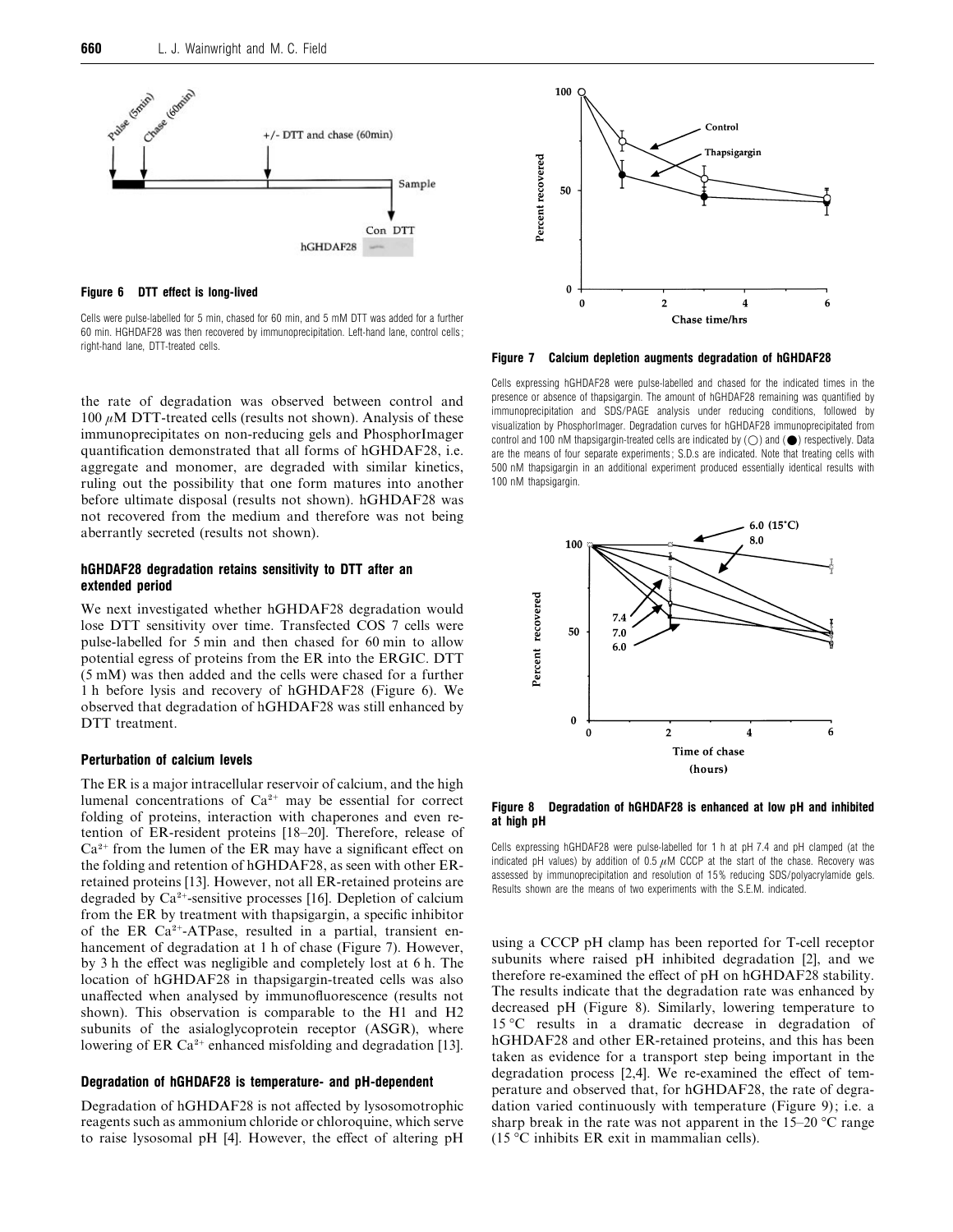**Figure 6 DTT effect is long-lived**

Cells were pulse-labelled for 5 min, chased for 60 min, and 5 mM DTT was added for a further 60 min. HGHDAF28 was then recovered by immunoprecipitation. Left-hand lane, control cells; right-hand lane, DTT-treated cells.

the rate of degradation was observed between control and 100 $\mu$M DTT-treated cells (results not shown). Analysis of these immunoprecipitates on non-reducing gels and PhosphorImager quantification demonstrated that all forms of hGHDAF28, i.e. aggregate and monomer, are degraded with similar kinetics, ruling out the possibility that one form matures into another before ultimate disposal (results not shown). hGHDAF28 was not recovered from the medium and therefore was not being aberrantly secreted (results not shown).

### hGHDAF28 degradation retains sensitivity to DTT after an extended period

We next investigated whether hGHDAF28 degradation would lose DTT sensitivity over time. Transfected COS 7 cells were pulse-labelled for 5 min and then chased for 60 min to allow potential egress of proteins from the ER into the ERGIC. DTT (5 mM) was then added and the cells were chased for a further 1 h before lysis and recovery of hGHDAF28 (Figure 6). We observed that degradation of hGHDAF28 was still enhanced by DTT treatment.

### Perturbation of calcium levels

The ER is a major intracellular reservoir of calcium, and the high lumenal concentrations of $Ca^{2+}$ may be essential for correct folding of proteins, interaction with chaperones and even retention of ER-resident proteins [18–20]. Therefore, release of $Ca^{2+}$ from the lumen of the ER may have a significant effect on the folding and retention of hGHDAF28, as seen with other ER-retained proteins [13]. However, not all ER-retained proteins are degraded by $Ca^{2+}$-sensitive processes [16]. Depletion of calcium from the ER by treatment with thapsigargin, a specific inhibitor of the ER $Ca^{2+}$-ATPase, resulted in a partial, transient enhancement of degradation at 1 h of chase (Figure 7). However, by 3 h the effect was negligible and completely lost at 6 h. The location of hGHDAF28 in thapsigargin-treated cells was also unaffected when analysed by immunofluorescence (results not shown). This observation is comparable to the H1 and H2 subunits of the asialoglycoprotein receptor (ASGR), where lowering of ER $Ca^{2+}$ enhanced misfolding and degradation [13].

### Degradation of hGHDAF28 is temperature- and pH-dependent

Degradation of hGHDAF28 is not affected by lysosomotrophic reagents such as ammonium chloride or chloroquine, which serve to raise lysosomal pH [4]. However, the effect of altering pH using a CCCP pH clamp has been reported for T-cell receptor subunits where raised pH inhibited degradation [2], and we therefore re-examined the effect of pH on hGHDAF28 stability. The results indicate that the degradation rate was enhanced by decreased pH (Figure 8). Similarly, lowering temperature to 15 °C results in a dramatic decrease in degradation of hGHDAF28 and other ER-retained proteins, and this has been taken as evidence for a transport step being important in the degradation process [2,4]. We re-examined the effect of temperature and observed that, for hGHDAF28, the rate of degradation varied continuously with temperature (Figure 9); i.e. a sharp break in the rate was not apparent in the 15–20 °C range (15 °C inhibits ER exit in mammalian cells).

**Figure 7 Calcium depletion augments degradation of hGHDAF28**

Cells expressing hGHDAF28 were pulse-labelled and chased for the indicated times in the presence or absence of thapsigargin. The amount of hGHDAF28 remaining was quantified by immunoprecipitation and SDS/PAGE analysis under reducing conditions, followed by visualization by PhosphorImager. Degradation curves for hGHDAF28 immunoprecipitated from control and 100 nM thapsigargin-treated cells are indicated by (○) and (●) respectively. Data are the means of four separate experiments; S.D.s are indicated. Note that treating cells with 500 nM thapsigargin in an additional experiment produced essentially identical results with 100 nM thapsigargin.

**Figure 8 Degradation of hGHDAF28 is enhanced at low pH and inhibited at high pH**

Cells expressing hGHDAF28 were pulse-labelled for 1 h at pH 7.4 and pH clamped (at the indicated pH values) by addition of 0.5 $\mu$M CCCP at the start of the chase. Recovery was assessed by immunoprecipitation and resolution of 15% reducing SDS/polyacrylamide gels. Results shown are the means of two experiments with the S.E.M. indicated.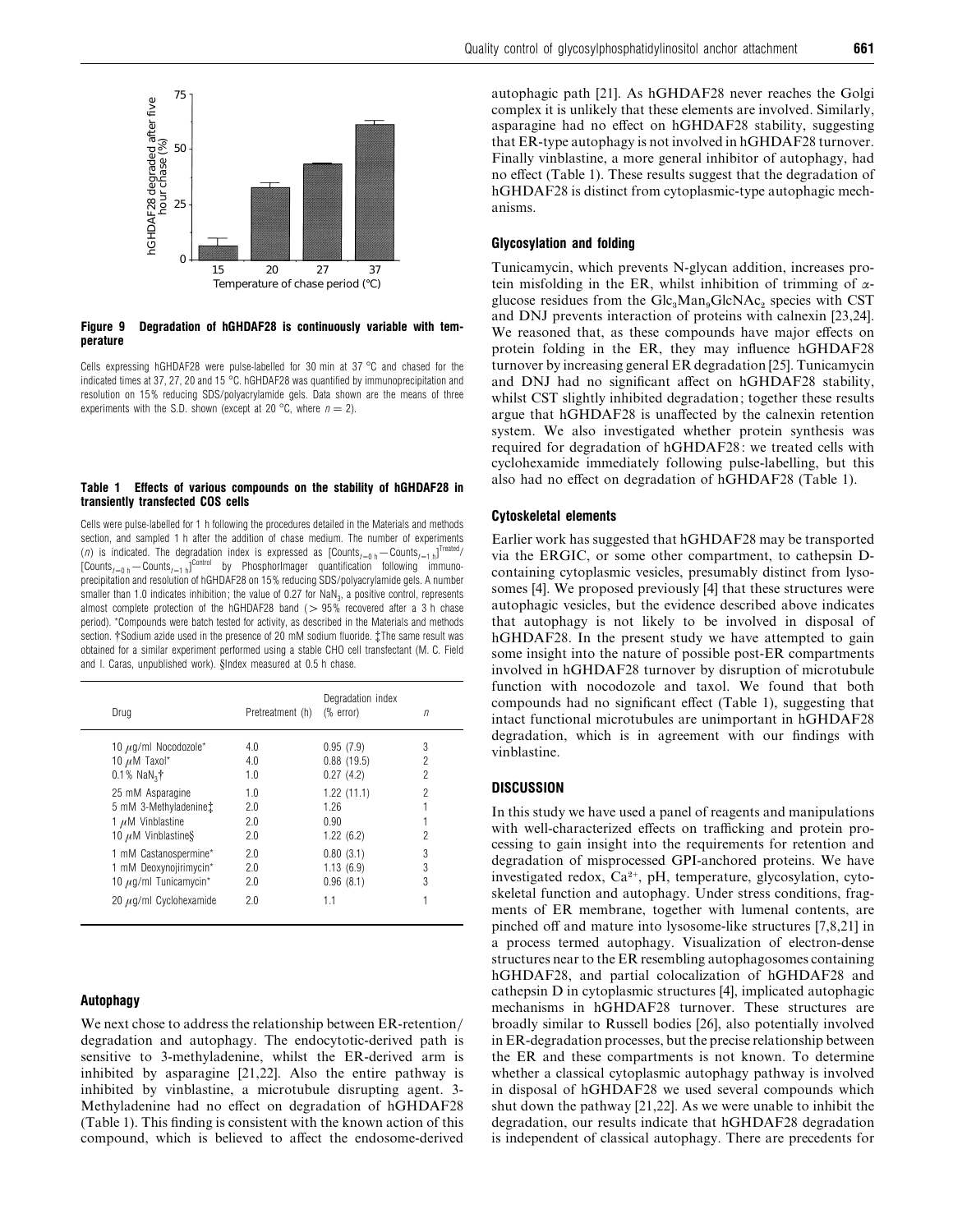**Figure 9 Degradation of hGHDAF28 is continuously variable with temperature**

Cells expressing hGHDAF28 were pulse-labelled for 30 min at 37 °C and chased for the indicated times at 37, 27, 20 and 15 °C. hGHDAF28 was quantified by immunoprecipitation and resolution on 15% reducing SDS/polyacrylamide gels. Data shown are the means of three experiments with the S.D. shown (except at 20 °C, where $n = 2$).

**Table 1 Effects of various compounds on the stability of hGHDAF28 in transiently transfected COS cells**

Cells were pulse-labelled for 1 h following the procedures detailed in the Materials and methods section, and sampled 1 h after the addition of chase medium. The number of experiments ($n$) is indicated. The degradation index is expressed as $[\text{Counts}_{t=0\text{ h}} - \text{Counts}_{t=1\text{ h}}]^{\text{Treated}}/[\text{Counts}_{t=0\text{ h}} - \text{Counts}_{t=1\text{ h}}]^{\text{Control}}$ by PhosphorImager quantification following immunoprecipitation and resolution of hGHDAF28 on 15% reducing SDS/polyacrylamide gels. A number smaller than 1.0 indicates inhibition; the value of 0.27 for $NaN_3$, a positive control, represents almost complete protection of the hGHDAF28 band (> 95% recovered after a 3 h chase period). *Compounds were batch tested for activity, as described in the Materials and methods section. †Sodium azide used in the presence of 20 mM sodium fluoride. ‡The same result was obtained for a similar experiment performed using a stable CHO cell transfectant (M. C. Field and I. Caras, unpublished work). §Index measured at 0.5 h chase.

| Drug | Pretreatment (h) | Degradation index (% error) | $n$ |
|---|---|---|---|
| 10 μg/ml Nocodozole* | 4.0 | 0.95 (7.9) | 3 |
| 10 μM Taxol* | 4.0 | 0.88 (19.5) | 2 |
| 0.1% $NaN_3$† | 1.0 | 0.27 (4.2) | 2 |
| 25 mM Asparagine | 1.0 | 1.22 (11.1) | 2 |
| 5 mM 3-Methyladenine‡ | 2.0 | 1.26 | 1 |
| 1 μM Vinblastine | 2.0 | 0.90 | 1 |
| 10 μM Vinblastine§ | 2.0 | 1.22 (6.2) | 2 |
| 1 mM Castanospermine* | 2.0 | 0.80 (3.1) | 3 |
| 1 mM Deoxynojirimycin* | 2.0 | 1.13 (6.9) | 3 |
| 10 μg/ml Tunicamycin* | 2.0 | 0.96 (8.1) | 3 |
| 20 μg/ml Cyclohexamide | 2.0 | 1.1 | 1 |

### Autophagy

We next chose to address the relationship between ER-retention/degradation and autophagy. The endocytotic-derived path is sensitive to 3-methyladenine, whilst the ER-derived arm is inhibited by asparagine [21,22]. Also the entire pathway is inhibited by vinblastine, a microtubule disrupting agent. 3-Methyladenine had no effect on degradation of hGHDAF28 (Table 1). This finding is consistent with the known action of this compound, which is believed to affect the endosome-derived autophagic path [21]. As hGHDAF28 never reaches the Golgi complex it is unlikely that these elements are involved. Similarly, asparagine had no effect on hGHDAF28 stability, suggesting that ER-type autophagy is not involved in hGHDAF28 turnover. Finally vinblastine, a more general inhibitor of autophagy, had no effect (Table 1). These results suggest that the degradation of hGHDAF28 is distinct from cytoplasmic-type autophagic mechanisms.

### Glycosylation and folding

Tunicamycin, which prevents N-glycan addition, increases protein misfolding in the ER, whilst inhibition of trimming of α-glucose residues from the $Glc_3Man_9GlcNAc_2$ species with CST and DNJ prevents interaction of proteins with calnexin [23,24]. We reasoned that, as these compounds have major effects on protein folding in the ER, they may influence hGHDAF28 turnover by increasing general ER degradation [25]. Tunicamycin and DNJ had no significant affect on hGHDAF28 stability, whilst CST slightly inhibited degradation; together these results argue that hGHDAF28 is unaffected by the calnexin retention system. We also investigated whether protein synthesis was required for degradation of hGHDAF28: we treated cells with cyclohexamide immediately following pulse-labelling, but this also had no effect on degradation of hGHDAF28 (Table 1).

### Cytoskeletal elements

Earlier work has suggested that hGHDAF28 may be transported via the ERGIC, or some other compartment, to cathepsin D-containing cytoplasmic vesicles, presumably distinct from lysosomes [4]. We proposed previously [4] that these structures were autophagic vesicles, but the evidence described above indicates that autophagy is not likely to be involved in disposal of hGHDAF28. In the present study we have attempted to gain some insight into the nature of possible post-ER compartments involved in hGHDAF28 turnover by disruption of microtubule function with nocodozole and taxol. We found that both compounds had no significant effect (Table 1), suggesting that intact functional microtubules are unimportant in hGHDAF28 degradation, which is in agreement with our findings with vinblastine.

## DISCUSSION

In this study we have used a panel of reagents and manipulations with well-characterized effects on trafficking and protein processing to gain insight into the requirements for retention and degradation of misprocessed GPI-anchored proteins. We have investigated redox, $Ca^{2+}$, pH, temperature, glycosylation, cytoskeletal function and autophagy. Under stress conditions, fragments of ER membrane, together with lumenal contents, are pinched off and mature into lysosome-like structures [7,8,21] in a process termed autophagy. Visualization of electron-dense structures near to the ER resembling autophagosomes containing hGHDAF28, and partial colocalization of hGHDAF28 and cathepsin D in cytoplasmic structures [4], implicated autophagic mechanisms in hGHDAF28 turnover. These structures are broadly similar to Russell bodies [26], also potentially involved in ER-degradation processes, but the precise relationship between the ER and these compartments is not known. To determine whether a classical cytoplasmic autophagy pathway is involved in disposal of hGHDAF28 we used several compounds which shut down the pathway [21,22]. As we were unable to inhibit the degradation, our results indicate that hGHDAF28 degradation is independent of classical autophagy. There are precedents for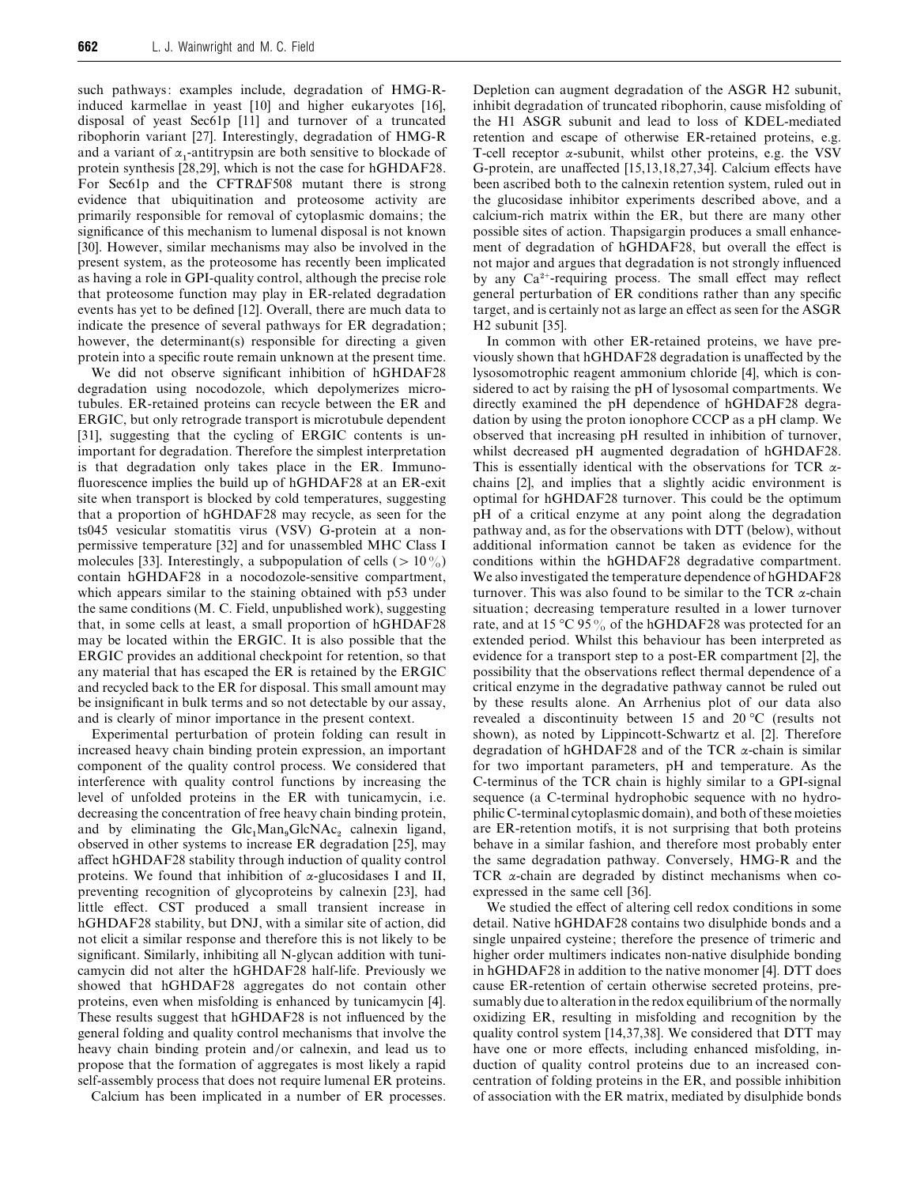such pathways: examples include, degradation of HMG-R-induced karmellae in yeast [10] and higher eukaryotes [16], disposal of yeast Sec61p [11] and turnover of a truncated ribophorin variant [27]. Interestingly, degradation of HMG-R and a variant of $\alpha_1$-antitrypsin are both sensitive to blockade of protein synthesis [28,29], which is not the case for hGHDAF28. For Sec61p and the CFTRΔF508 mutant there is strong evidence that ubiquitination and proteosome activity are primarily responsible for removal of cytoplasmic domains; the significance of this mechanism to lumenal disposal is not known [30]. However, similar mechanisms may also be involved in the present system, as the proteosome has recently been implicated as having a role in GPI-quality control, although the precise role that proteosome function may play in ER-related degradation events has yet to be defined [12]. Overall, there are much data to indicate the presence of several pathways for ER degradation; however, the determinant(s) responsible for directing a given protein into a specific route remain unknown at the present time.

We did not observe significant inhibition of hGHDAF28 degradation using nocodozole, which depolymerizes microtubules. ER-retained proteins can recycle between the ER and ERGIC, but only retrograde transport is microtubule dependent [31], suggesting that the cycling of ERGIC contents is unimportant for degradation. Therefore the simplest interpretation is that degradation only takes place in the ER. Immunofluorescence implies the build up of hGHDAF28 at an ER-exit site when transport is blocked by cold temperatures, suggesting that a proportion of hGHDAF28 may recycle, as seen for the ts045 vesicular stomatitis virus (VSV) G-protein at a non-permissive temperature [32] and for unassembled MHC Class I molecules [33]. Interestingly, a subpopulation of cells ($> 10\,\%$) contain hGHDAF28 in a nocodozole-sensitive compartment, which appears similar to the staining obtained with p53 under the same conditions (M. C. Field, unpublished work), suggesting that, in some cells at least, a small proportion of hGHDAF28 may be located within the ERGIC. It is also possible that the ERGIC provides an additional checkpoint for retention, so that any material that has escaped the ER is retained by the ERGIC and recycled back to the ER for disposal. This small amount may be insignificant in bulk terms and so not detectable by our assay, and is clearly of minor importance in the present context.

Experimental perturbation of protein folding can result in increased heavy chain binding protein expression, an important component of the quality control process. We considered that interference with quality control functions by increasing the level of unfolded proteins in the ER with tunicamycin, i.e. decreasing the concentration of free heavy chain binding protein, and by eliminating the $Glc_1Man_9GlcNAc_2$ calnexin ligand, observed in other systems to increase ER degradation [25], may affect hGHDAF28 stability through induction of quality control proteins. We found that inhibition of $\alpha$-glucosidases I and II, preventing recognition of glycoproteins by calnexin [23], had little effect. CST produced a small transient increase in hGHDAF28 stability, but DNJ, with a similar site of action, did not elicit a similar response and therefore this is not likely to be significant. Similarly, inhibiting all N-glycan addition with tunicamycin did not alter the hGHDAF28 half-life. Previously we showed that hGHDAF28 aggregates do not contain other proteins, even when misfolding is enhanced by tunicamycin [4]. These results suggest that hGHDAF28 is not influenced by the general folding and quality control mechanisms that involve the heavy chain binding protein and/or calnexin, and lead us to propose that the formation of aggregates is most likely a rapid self-assembly process that does not require lumenal ER proteins.

Calcium has been implicated in a number of ER processes. Depletion can augment degradation of the ASGR H2 subunit, inhibit degradation of truncated ribophorin, cause misfolding of the H1 ASGR subunit and lead to loss of KDEL-mediated retention and escape of otherwise ER-retained proteins, e.g. T-cell receptor $\alpha$-subunit, whilst other proteins, e.g. the VSV G-protein, are unaffected [15,13,18,27,34]. Calcium effects have been ascribed both to the calnexin retention system, ruled out in the glucosidase inhibitor experiments described above, and a calcium-rich matrix within the ER, but there are many other possible sites of action. Thapsigargin produces a small enhancement of degradation of hGHDAF28, but overall the effect is not major and argues that degradation is not strongly influenced by any $Ca^{2+}$-requiring process. The small effect may reflect general perturbation of ER conditions rather than any specific target, and is certainly not as large an effect as seen for the ASGR H2 subunit [35].

In common with other ER-retained proteins, we have previously shown that hGHDAF28 degradation is unaffected by the lysosomotrophic reagent ammonium chloride [4], which is considered to act by raising the pH of lysosomal compartments. We directly examined the pH dependence of hGHDAF28 degradation by using the proton ionophore CCCP as a pH clamp. We observed that increasing pH resulted in inhibition of turnover, whilst decreased pH augmented degradation of hGHDAF28. This is essentially identical with the observations for TCR $\alpha$-chains [2], and implies that a slightly acidic environment is optimal for hGHDAF28 turnover. This could be the optimum pH of a critical enzyme at any point along the degradation pathway and, as for the observations with DTT (below), without additional information cannot be taken as evidence for the conditions within the hGHDAF28 degradative compartment. We also investigated the temperature dependence of hGHDAF28 turnover. This was also found to be similar to the TCR $\alpha$-chain situation; decreasing temperature resulted in a lower turnover rate, and at 15 °C 95 % of the hGHDAF28 was protected for an extended period. Whilst this behaviour has been interpreted as evidence for a transport step to a post-ER compartment [2], the possibility that the observations reflect thermal dependence of a critical enzyme in the degradative pathway cannot be ruled out by these results alone. An Arrhenius plot of our data also revealed a discontinuity between 15 and 20 °C (results not shown), as noted by Lippincott-Schwartz et al. [2]. Therefore degradation of hGHDAF28 and of the TCR $\alpha$-chain is similar for two important parameters, pH and temperature. As the C-terminus of the TCR chain is highly similar to a GPI-signal sequence (a C-terminal hydrophobic sequence with no hydrophilic C-terminal cytoplasmic domain), and both of these moieties are ER-retention motifs, it is not surprising that both proteins behave in a similar fashion, and therefore most probably enter the same degradation pathway. Conversely, HMG-R and the TCR $\alpha$-chain are degraded by distinct mechanisms when co-expressed in the same cell [36].

We studied the effect of altering cell redox conditions in some detail. Native hGHDAF28 contains two disulphide bonds and a single unpaired cysteine; therefore the presence of trimeric and higher order multimers indicates non-native disulphide bonding in hGHDAF28 in addition to the native monomer [4]. DTT does cause ER-retention of certain otherwise secreted proteins, presumably due to alteration in the redox equilibrium of the normally oxidizing ER, resulting in misfolding and recognition by the quality control system [14,37,38]. We considered that DTT may have one or more effects, including enhanced misfolding, induction of quality control proteins due to an increased concentration of folding proteins in the ER, and possible inhibition of association with the ER matrix, mediated by disulphide bonds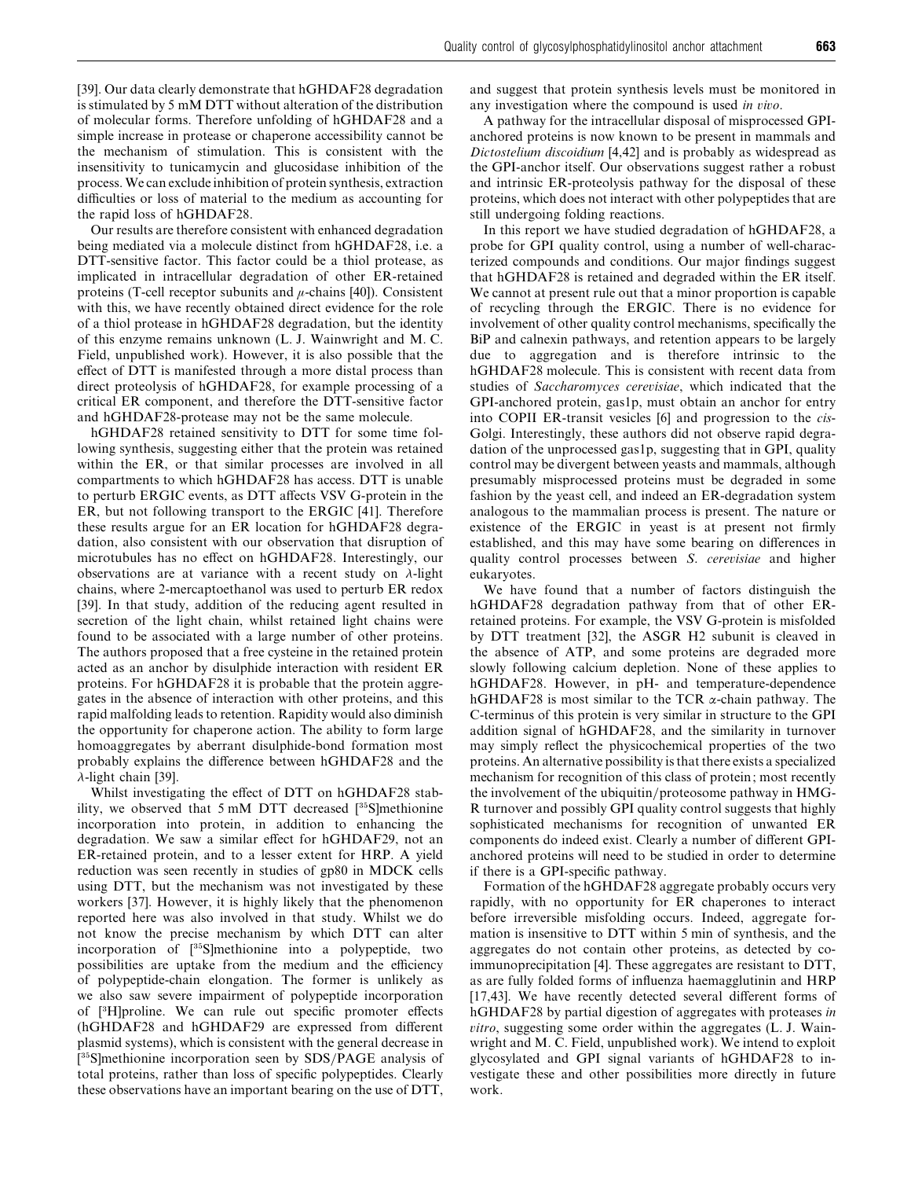[39]. Our data clearly demonstrate that hGHDAF28 degradation is stimulated by 5 mM DTT without alteration of the distribution of molecular forms. Therefore unfolding of hGHDAF28 and a simple increase in protease or chaperone accessibility cannot be the mechanism of stimulation. This is consistent with the insensitivity to tunicamycin and glucosidase inhibition of the process. We can exclude inhibition of protein synthesis, extraction difficulties or loss of material to the medium as accounting for the rapid loss of hGHDAF28.

Our results are therefore consistent with enhanced degradation being mediated via a molecule distinct from hGHDAF28, i.e. a DTT-sensitive factor. This factor could be a thiol protease, as implicated in intracellular degradation of other ER-retained proteins (T-cell receptor subunits and $\mu$-chains [40]). Consistent with this, we have recently obtained direct evidence for the role of a thiol protease in hGHDAF28 degradation, but the identity of this enzyme remains unknown (L. J. Wainwright and M. C. Field, unpublished work). However, it is also possible that the effect of DTT is manifested through a more distal process than direct proteolysis of hGHDAF28, for example processing of a critical ER component, and therefore the DTT-sensitive factor and hGHDAF28-protease may not be the same molecule.

hGHDAF28 retained sensitivity to DTT for some time following synthesis, suggesting either that the protein was retained within the ER, or that similar processes are involved in all compartments to which hGHDAF28 has access. DTT is unable to perturb ERGIC events, as DTT affects VSV G-protein in the ER, but not following transport to the ERGIC [41]. Therefore these results argue for an ER location for hGHDAF28 degradation, also consistent with our observation that disruption of microtubules has no effect on hGHDAF28. Interestingly, our observations are at variance with a recent study on $\lambda$-light chains, where 2-mercaptoethanol was used to perturb ER redox [39]. In that study, addition of the reducing agent resulted in secretion of the light chain, whilst retained light chains were found to be associated with a large number of other proteins. The authors proposed that a free cysteine in the retained protein acted as an anchor by disulphide interaction with resident ER proteins. For hGHDAF28 it is probable that the protein aggregates in the absence of interaction with other proteins, and this rapid malfolding leads to retention. Rapidity would also diminish the opportunity for chaperone action. The ability to form large homoaggregates by aberrant disulphide-bond formation most probably explains the difference between hGHDAF28 and the $\lambda$-light chain [39].

Whilst investigating the effect of DTT on hGHDAF28 stability, we observed that 5 mM DTT decreased [$^{35}$S]methionine incorporation into protein, in addition to enhancing the degradation. We saw a similar effect for hGHDAF29, not an ER-retained protein, and to a lesser extent for HRP. A yield reduction was seen recently in studies of gp80 in MDCK cells using DTT, but the mechanism was not investigated by these workers [37]. However, it is highly likely that the phenomenon reported here was also involved in that study. Whilst we do not know the precise mechanism by which DTT can alter incorporation of [$^{35}$S]methionine into a polypeptide, two possibilities are uptake from the medium and the efficiency of polypeptide-chain elongation. The former is unlikely as we also saw severe impairment of polypeptide incorporation of [$^{3}$H]proline. We can rule out specific promoter effects (hGHDAF28 and hGHDAF29 are expressed from different plasmid systems), which is consistent with the general decrease in [$^{35}$S]methionine incorporation seen by SDS/PAGE analysis of total proteins, rather than loss of specific polypeptides. Clearly these observations have an important bearing on the use of DTT, and suggest that protein synthesis levels must be monitored in any investigation where the compound is used *in vivo*.

A pathway for the intracellular disposal of misprocessed GPI-anchored proteins is now known to be present in mammals and *Dictostelium discoidium* [4,42] and is probably as widespread as the GPI-anchor itself. Our observations suggest rather a robust and intrinsic ER-proteolysis pathway for the disposal of these proteins, which does not interact with other polypeptides that are still undergoing folding reactions.

In this report we have studied degradation of hGHDAF28, a probe for GPI quality control, using a number of well-characterized compounds and conditions. Our major findings suggest that hGHDAF28 is retained and degraded within the ER itself. We cannot at present rule out that a minor proportion is capable of recycling through the ERGIC. There is no evidence for involvement of other quality control mechanisms, specifically the BiP and calnexin pathways, and retention appears to be largely due to aggregation and is therefore intrinsic to the hGHDAF28 molecule. This is consistent with recent data from studies of *Saccharomyces cerevisiae*, which indicated that the GPI-anchored protein, gas1p, must obtain an anchor for entry into COPII ER-transit vesicles [6] and progression to the *cis*-Golgi. Interestingly, these authors did not observe rapid degradation of the unprocessed gas1p, suggesting that in GPI, quality control may be divergent between yeasts and mammals, although presumably misprocessed proteins must be degraded in some fashion by the yeast cell, and indeed an ER-degradation system analogous to the mammalian process is present. The nature or existence of the ERGIC in yeast is at present not firmly established, and this may have some bearing on differences in quality control processes between *S. cerevisiae* and higher eukaryotes.

We have found that a number of factors distinguish the hGHDAF28 degradation pathway from that of other ER-retained proteins. For example, the VSV G-protein is misfolded by DTT treatment [32], the ASGR H2 subunit is cleaved in the absence of ATP, and some proteins are degraded more slowly following calcium depletion. None of these applies to hGHDAF28. However, in pH- and temperature-dependence hGHDAF28 is most similar to the TCR $\alpha$-chain pathway. The C-terminus of this protein is very similar in structure to the GPI addition signal of hGHDAF28, and the similarity in turnover may simply reflect the physicochemical properties of the two proteins. An alternative possibility is that there exists a specialized mechanism for recognition of this class of protein; most recently the involvement of the ubiquitin/proteosome pathway in HMG-R turnover and possibly GPI quality control suggests that highly sophisticated mechanisms for recognition of unwanted ER components do indeed exist. Clearly a number of different GPI-anchored proteins will need to be studied in order to determine if there is a GPI-specific pathway.

Formation of the hGHDAF28 aggregate probably occurs very rapidly, with no opportunity for ER chaperones to interact before irreversible misfolding occurs. Indeed, aggregate formation is insensitive to DTT within 5 min of synthesis, and the aggregates do not contain other proteins, as detected by co-immunoprecipitation [4]. These aggregates are resistant to DTT, as are fully folded forms of influenza haemagglutinin and HRP [17,43]. We have recently detected several different forms of hGHDAF28 by partial digestion of aggregates with proteases *in vitro*, suggesting some order within the aggregates (L. J. Wainwright and M. C. Field, unpublished work). We intend to exploit glycosylated and GPI signal variants of hGHDAF28 to investigate these and other possibilities more directly in future work.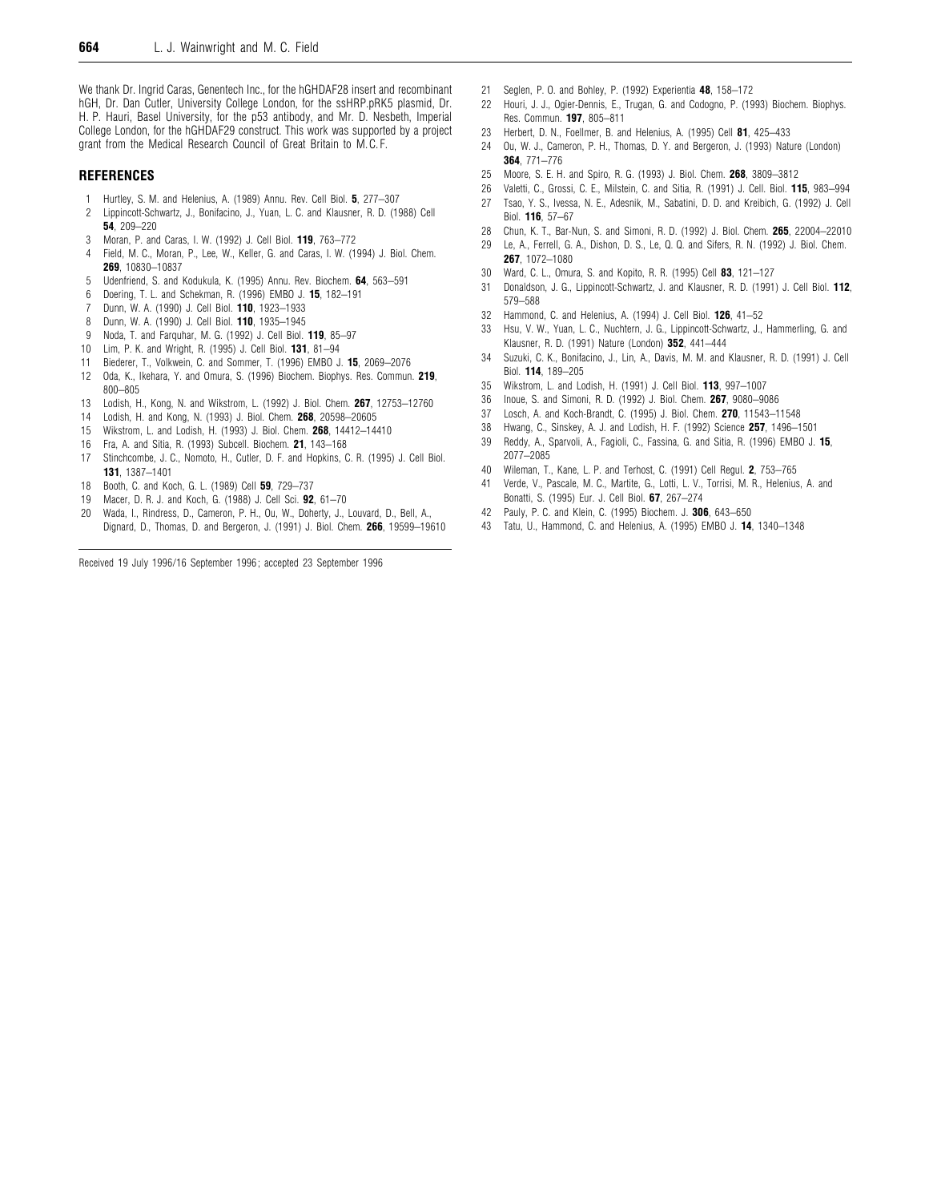We thank Dr. Ingrid Caras, Genentech Inc., for the hGHDAF28 insert and recombinant hGH, Dr. Dan Cutler, University College London, for the ssHRP.pRK5 plasmid, Dr. H. P. Hauri, Basel University, for the p53 antibody, and Mr. D. Nesbeth, Imperial College London, for the hGHDAF29 construct. This work was supported by a project grant from the Medical Research Council of Great Britain to M.C.F.

## REFERENCES

1. Hurtley, S. M. and Helenius, A. (1989) Annu. Rev. Cell Biol. **5**, 277–307
2. Lippincott-Schwartz, J., Bonifacino, J., Yuan, L. C. and Klausner, R. D. (1988) Cell **54**, 209–220
3. Moran, P. and Caras, I. W. (1992) J. Cell Biol. **119**, 763–772
4. Field, M. C., Moran, P., Lee, W., Keller, G. and Caras, I. W. (1994) J. Biol. Chem. **269**, 10830–10837
5. Udenfriend, S. and Kodukula, K. (1995) Annu. Rev. Biochem. **64**, 563–591
6. Doering, T. L. and Schekman, R. (1996) EMBO J. **15**, 182–191
7. Dunn, W. A. (1990) J. Cell Biol. **110**, 1923–1933
8. Dunn, W. A. (1990) J. Cell Biol. **110**, 1935–1945
9. Noda, T. and Farquhar, M. G. (1992) J. Cell Biol. **119**, 85–97
10. Lim, P. K. and Wright, R. (1995) J. Cell Biol. **131**, 81–94
11. Biederer, T., Volkwein, C. and Sommer, T. (1996) EMBO J. **15**, 2069–2076
12. Oda, K., Ikehara, Y. and Omura, S. (1996) Biochem. Biophys. Res. Commun. **219**, 800–805
13. Lodish, H., Kong, N. and Wikstrom, L. (1992) J. Biol. Chem. **267**, 12753–12760
14. Lodish, H. and Kong, N. (1993) J. Biol. Chem. **268**, 20598–20605
15. Wikstrom, L. and Lodish, H. (1993) J. Biol. Chem. **268**, 14412–14410
16. Fra, A. and Sitia, R. (1993) Subcell. Biochem. **21**, 143–168
17. Stinchcombe, J. C., Nomoto, H., Cutler, D. F. and Hopkins, C. R. (1995) J. Cell Biol. **131**, 1387–1401
18. Booth, C. and Koch, G. L. (1989) Cell **59**, 729–737
19. Macer, D. R. J. and Koch, G. (1988) J. Cell Sci. **92**, 61–70
20. Wada, I., Rindress, D., Cameron, P. H., Ou, W., Doherty, J., Louvard, D., Bell, A., Dignard, D., Thomas, D. and Bergeron, J. (1991) J. Biol. Chem. **266**, 19599–19610
21. Seglen, P. O. and Bohley, P. (1992) Experientia **48**, 158–172
22. Houri, J. J., Ogier-Dennis, E., Trugan, G. and Codogno, P. (1993) Biochem. Biophys. Res. Commun. **197**, 805–811
23. Herbert, D. N., Foellmer, B. and Helenius, A. (1995) Cell **81**, 425–433
24. Ou, W. J., Cameron, P. H., Thomas, D. Y. and Bergeron, J. (1993) Nature (London) **364**, 771–776
25. Moore, S. E. H. and Spiro, R. G. (1993) J. Biol. Chem. **268**, 3809–3812
26. Valetti, C., Grossi, C. E., Milstein, C. and Sitia, R. (1991) J. Cell. Biol. **115**, 983–994
27. Tsao, Y. S., Ivessa, N. E., Adesnik, M., Sabatini, D. D. and Kreibich, G. (1992) J. Cell Biol. **116**, 57–67
28. Chun, K. T., Bar-Nun, S. and Simoni, R. D. (1992) J. Biol. Chem. **265**, 22004–22010
29. Le, A., Ferrell, G. A., Dishon, D. S., Le, Q. Q. and Sifers, R. N. (1992) J. Biol. Chem. **267**, 1072–1080
30. Ward, C. L., Omura, S. and Kopito, R. R. (1995) Cell **83**, 121–127
31. Donaldson, J. G., Lippincott-Schwartz, J. and Klausner, R. D. (1991) J. Cell Biol. **112**, 579–588
32. Hammond, C. and Helenius, A. (1994) J. Cell Biol. **126**, 41–52
33. Hsu, V. W., Yuan, L. C., Nuchtern, J. G., Lippincott-Schwartz, J., Hammerling, G. and Klausner, R. D. (1991) Nature (London) **352**, 441–444
34. Suzuki, C. K., Bonifacino, J., Lin, A., Davis, M. M. and Klausner, R. D. (1991) J. Cell Biol. **114**, 189–205
35. Wikstrom, L. and Lodish, H. (1991) J. Cell Biol. **113**, 997–1007
36. Inoue, S. and Simoni, R. D. (1992) J. Biol. Chem. **267**, 9080–9086
37. Losch, A. and Koch-Brandt, C. (1995) J. Biol. Chem. **270**, 11543–11548
38. Hwang, C., Sinskey, A. J. and Lodish, H. F. (1992) Science **257**, 1496–1501
39. Reddy, A., Sparvoli, A., Fagioli, C., Fassina, G. and Sitia, R. (1996) EMBO J. **15**, 2077–2085
40. Wileman, T., Kane, L. P. and Terhost, C. (1991) Cell Regul. **2**, 753–765
41. Verde, V., Pascale, M. C., Martite, G., Lotti, L. V., Torrisi, M. R., Helenius, A. and Bonatti, S. (1995) Eur. J. Cell Biol. **67**, 267–274
42. Pauly, P. C. and Klein, C. (1995) Biochem. J. **306**, 643–650
43. Tatu, U., Hammond, C. and Helenius, A. (1995) EMBO J. **14**, 1340–1348

Received 19 July 1996/16 September 1996; accepted 23 September 1996